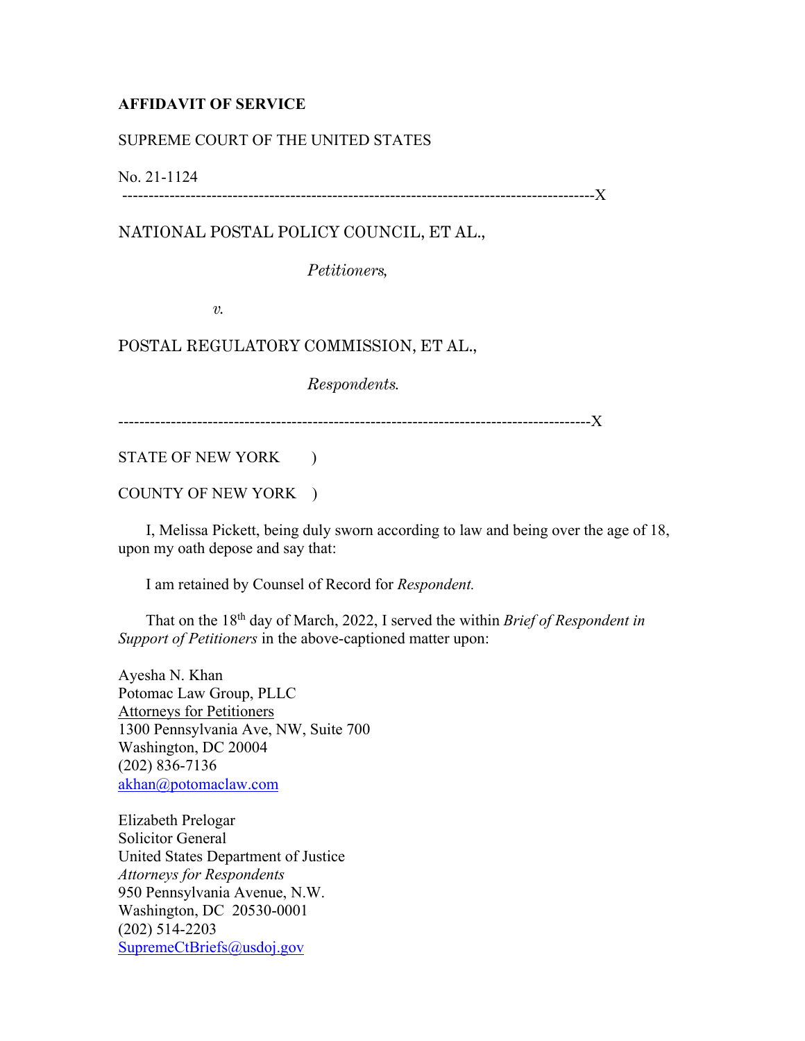**AFFIDAVIT OF SERVICE**

SUPREME COURT OF THE UNITED STATES

No. 21-1124

------------------------------------------------------------------------------------------X

NATIONAL POSTAL POLICY COUNCIL, ET AL.,

*Petitioners,*

*v.*

POSTAL REGULATORY COMMISSION, ET AL.,

*Respondents.*

------------------------------------------------------------------------------------------X

STATE OF NEW YORK )

COUNTY OF NEW YORK )

I, Melissa Pickett, being duly sworn according to law and being over the age of 18, upon my oath depose and say that:

I am retained by Counsel of Record for *Respondent.*

That on the 18th day of March, 2022, I served the within *Brief of Respondent in Support of Petitioners* in the above-captioned matter upon:

Ayesha N. Khan
Potomac Law Group, PLLC
Attorneys for Petitioners
1300 Pennsylvania Ave, NW, Suite 700
Washington, DC 20004
(202) 836-7136
akhan@potomaclaw.com

Elizabeth Prelogar
Solicitor General
United States Department of Justice
*Attorneys for Respondents*
950 Pennsylvania Avenue, N.W.
Washington, DC 20530-0001
(202) 514-2203
SupremeCtBriefs@usdoj.gov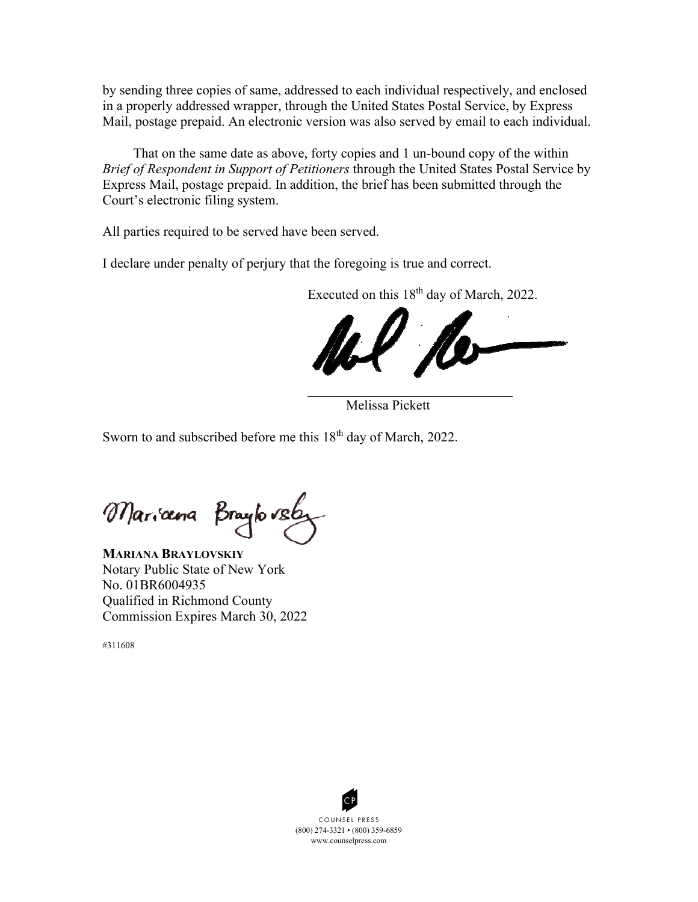by sending three copies of same, addressed to each individual respectively, and enclosed in a properly addressed wrapper, through the United States Postal Service, by Express Mail, postage prepaid. An electronic version was also served by email to each individual.

That on the same date as above, forty copies and 1 un-bound copy of the within *Brief of Respondent in Support of Petitioners* through the United States Postal Service by Express Mail, postage prepaid. In addition, the brief has been submitted through the Court's electronic filing system.

All parties required to be served have been served.

I declare under penalty of perjury that the foregoing is true and correct.

Executed on this 18th day of March, 2022.

______________________________
Melissa Pickett

Sworn to and subscribed before me this 18th day of March, 2022.

**MARIANA BRAYLOVSKIY**
Notary Public State of New York
No. 01BR6004935
Qualified in Richmond County
Commission Expires March 30, 2022

#311608

COUNSEL PRESS
(800) 274-3321 • (800) 359-6859
www.counselpress.com